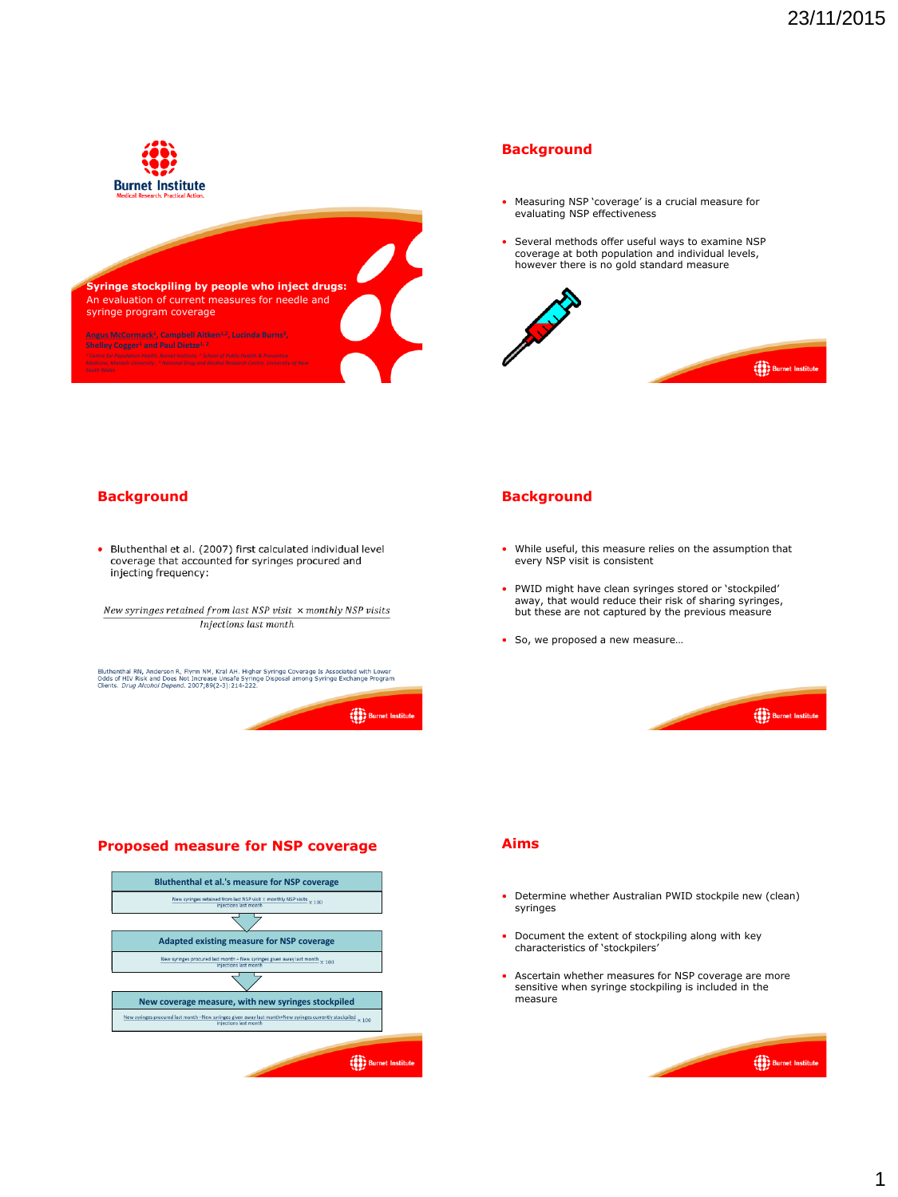# Syringe stockpiling by people who inject drugs:

An evaluation of current measures for needle and syringe program coverage

Angus McCormack[1], Campbell Aitken[1,2], Lucinda Burns[3], Shelley Cogger[1] and Paul Dietze[1,2]

[1] Centre for Population Health, Burnet Institute, [2] School of Public Health & Preventive Medicine, Monash University, [3] National Drug and Alcohol Research Centre, University of New South Wales

## Background

- Measuring NSP 'coverage' is a crucial measure for evaluating NSP effectiveness
- Several methods offer useful ways to examine NSP coverage at both population and individual levels, however there is no gold standard measure

## Background

- Bluthenthal et al. (2007) first calculated individual level coverage that accounted for syringes procured and injecting frequency:

$$\frac{\text{New syringes retained from last NSP visit} \times \text{monthly NSP visits}}{\text{Injections last month}}$$

Bluthenthal RN, Anderson R, Flynn NM, Kral AH. Higher Syringe Coverage Is Associated with Lower Odds of HIV Risk and Does Not Increase Unsafe Syringe Disposal among Syringe Exchange Program Clients. *Drug Alcohol Depend.* 2007;89(2-3):214-222.

## Background

- While useful, this measure relies on the assumption that every NSP visit is consistent
- PWID might have clean syringes stored or 'stockpiled' away, that would reduce their risk of sharing syringes, but these are not captured by the previous measure
- So, we proposed a new measure…

## Proposed measure for NSP coverage

**Bluthenthal et al.'s measure for NSP coverage**

$$\frac{\text{New syringes retained from last NSP visit} \times \text{monthly NSP visits}}{\text{Injections last month}} \times 100$$

**Adapted existing measure for NSP coverage**

$$\frac{\text{New syringes procured last month} - \text{New syringes given away last month}}{\text{Injections last month}} \times 100$$

**New coverage measure, with new syringes stockpiled**

$$\frac{\text{New syringes procured last month} - \text{New syringes given away last month} + \text{New syringes currently stockpiled}}{\text{Injections last month}} \times 100$$

## Aims

- Determine whether Australian PWID stockpile new (clean) syringes
- Document the extent of stockpiling along with key characteristics of 'stockpilers'
- Ascertain whether measures for NSP coverage are more sensitive when syringe stockpiling is included in the measure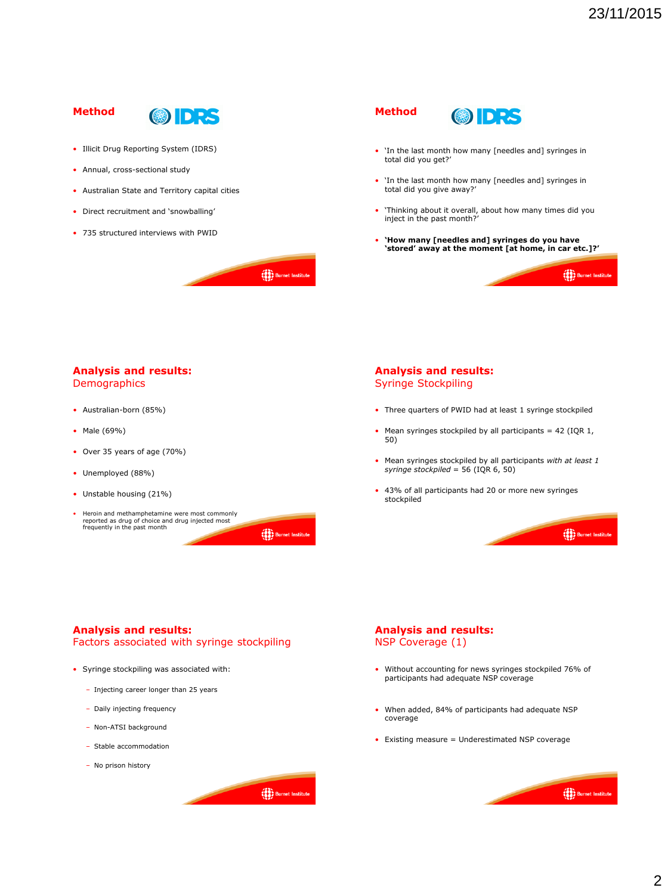## Method

- Illicit Drug Reporting System (IDRS)
- Annual, cross-sectional study
- Australian State and Territory capital cities
- Direct recruitment and 'snowballing'
- 735 structured interviews with PWID

## Method

- 'In the last month how many [needles and] syringes in total did you get?'
- 'In the last month how many [needles and] syringes in total did you give away?'
- 'Thinking about it overall, about how many times did you inject in the past month?'
- **'How many [needles and] syringes do you have 'stored' away at the moment [at home, in car etc.]?'**

## Analysis and results: Demographics

- Australian-born (85%)
- Male (69%)
- Over 35 years of age (70%)
- Unemployed (88%)
- Unstable housing (21%)
- Heroin and methamphetamine were most commonly reported as drug of choice and drug injected most frequently in the past month

## Analysis and results: Syringe Stockpiling

- Three quarters of PWID had at least 1 syringe stockpiled
- Mean syringes stockpiled by all participants = 42 (IQR 1, 50)
- Mean syringes stockpiled by all participants *with at least 1 syringe stockpiled* = 56 (IQR 6, 50)
- 43% of all participants had 20 or more new syringes stockpiled

## Analysis and results: Factors associated with syringe stockpiling

- Syringe stockpiling was associated with:
  - Injecting career longer than 25 years
  - Daily injecting frequency
  - Non-ATSI background
  - Stable accommodation
  - No prison history

## Analysis and results: NSP Coverage (1)

- Without accounting for news syringes stockpiled 76% of participants had adequate NSP coverage
- When added, 84% of participants had adequate NSP coverage
- Existing measure = Underestimated NSP coverage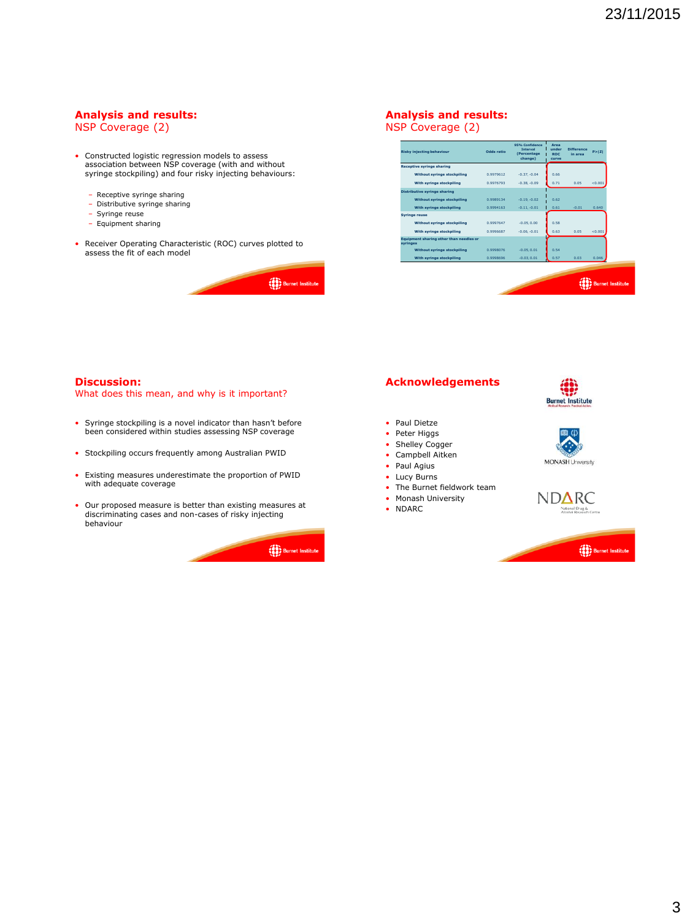## Analysis and results: NSP Coverage (2)

- Constructed logistic regression models to assess association between NSP coverage (with and without syringe stockpiling) and four risky injecting behaviours:
  - Receptive syringe sharing
  - Distributive syringe sharing
  - Syringe reuse
  - Equipment sharing
- Receiver Operating Characteristic (ROC) curves plotted to assess the fit of each model

## Analysis and results: NSP Coverage (2)

| Risky injecting behaviour | Odds ratio | 95% Confidence Interval (Percentage change) | Area under ROC curve | Difference in area | P>\|Z\| |
|---|---|---|---|---|---|
| **Receptive syringe sharing** | | | | | |
| Without syringe stockpiling | 0.9979612 | -0.37, -0.04 | 0.66 | | |
| With syringe stockpiling | 0.9976793 | -0.38, -0.09 | 0.71 | 0.05 | <0.001 |
| **Distributive syringe sharing** | | | | | |
| Without syringe stockpiling | 0.9989134 | -0.19, -0.02 | 0.62 | | |
| With syringe stockpiling | 0.9994163 | -0.11, -0.01 | 0.61 | -0.01 | 0.640 |
| **Syringe reuse** | | | | | |
| Without syringe stockpiling | 0.9997647 | -0.05, 0.00 | 0.58 | | |
| With syringe stockpiling | 0.9996687 | -0.06, -0.01 | 0.63 | 0.05 | <0.001 |
| **Equipment sharing other than needles or syringes** | | | | | |
| Without syringe stockpiling | 0.9998076 | -0.05, 0.01 | 0.54 | | |
| With syringe stockpiling | 0.9998696 | -0.03, 0.01 | 0.57 | 0.03 | 0.046 |

## Discussion: What does this mean, and why is it important?

- Syringe stockpiling is a novel indicator than hasn't before been considered within studies assessing NSP coverage
- Stockpiling occurs frequently among Australian PWID
- Existing measures underestimate the proportion of PWID with adequate coverage
- Our proposed measure is better than existing measures at discriminating cases and non-cases of risky injecting behaviour

## Acknowledgements

- Paul Dietze
- Peter Higgs
- Shelley Cogger
- Campbell Aitken
- Paul Agius
- Lucy Burns
- The Burnet fieldwork team
- Monash University
- NDARC